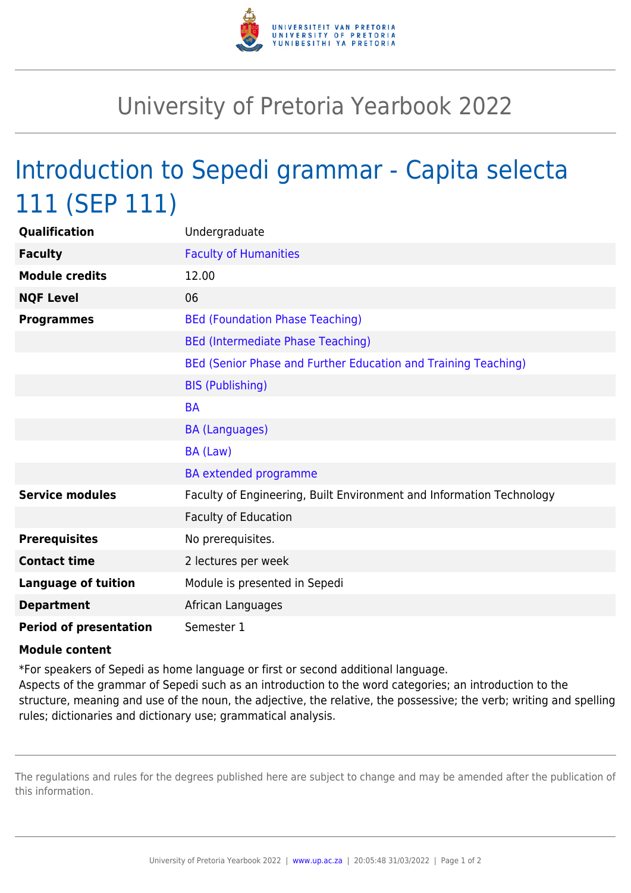# University of Pretoria Yearbook 2022

## Introduction to Sepedi grammar - Capita selecta 111 (SEP 111)

| | |
|---|---|
| **Qualification** | Undergraduate |
| **Faculty** | Faculty of Humanities |
| **Module credits** | 12.00 |
| **NQF Level** | 06 |
| **Programmes** | BEd (Foundation Phase Teaching) |
| | BEd (Intermediate Phase Teaching) |
| | BEd (Senior Phase and Further Education and Training Teaching) |
| | BIS (Publishing) |
| | BA |
| | BA (Languages) |
| | BA (Law) |
| | BA extended programme |
| **Service modules** | Faculty of Engineering, Built Environment and Information Technology |
| | Faculty of Education |
| **Prerequisites** | No prerequisites. |
| **Contact time** | 2 lectures per week |
| **Language of tuition** | Module is presented in Sepedi |
| **Department** | African Languages |
| **Period of presentation** | Semester 1 |

**Module content**

*For speakers of Sepedi as home language or first or second additional language.
Aspects of the grammar of Sepedi such as an introduction to the word categories; an introduction to the structure, meaning and use of the noun, the adjective, the relative, the possessive; the verb; writing and spelling rules; dictionaries and dictionary use; grammatical analysis.

The regulations and rules for the degrees published here are subject to change and may be amended after the publication of this information.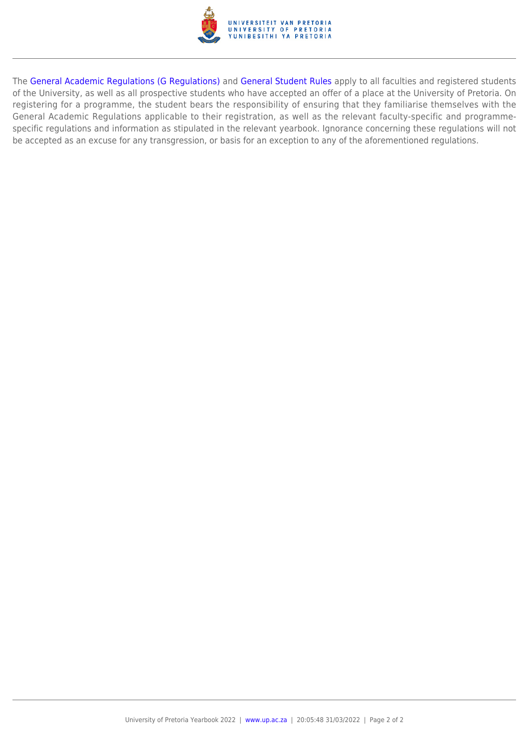The General Academic Regulations (G Regulations) and General Student Rules apply to all faculties and registered students of the University, as well as all prospective students who have accepted an offer of a place at the University of Pretoria. On registering for a programme, the student bears the responsibility of ensuring that they familiarise themselves with the General Academic Regulations applicable to their registration, as well as the relevant faculty-specific and programme-specific regulations and information as stipulated in the relevant yearbook. Ignorance concerning these regulations will not be accepted as an excuse for any transgression, or basis for an exception to any of the aforementioned regulations.